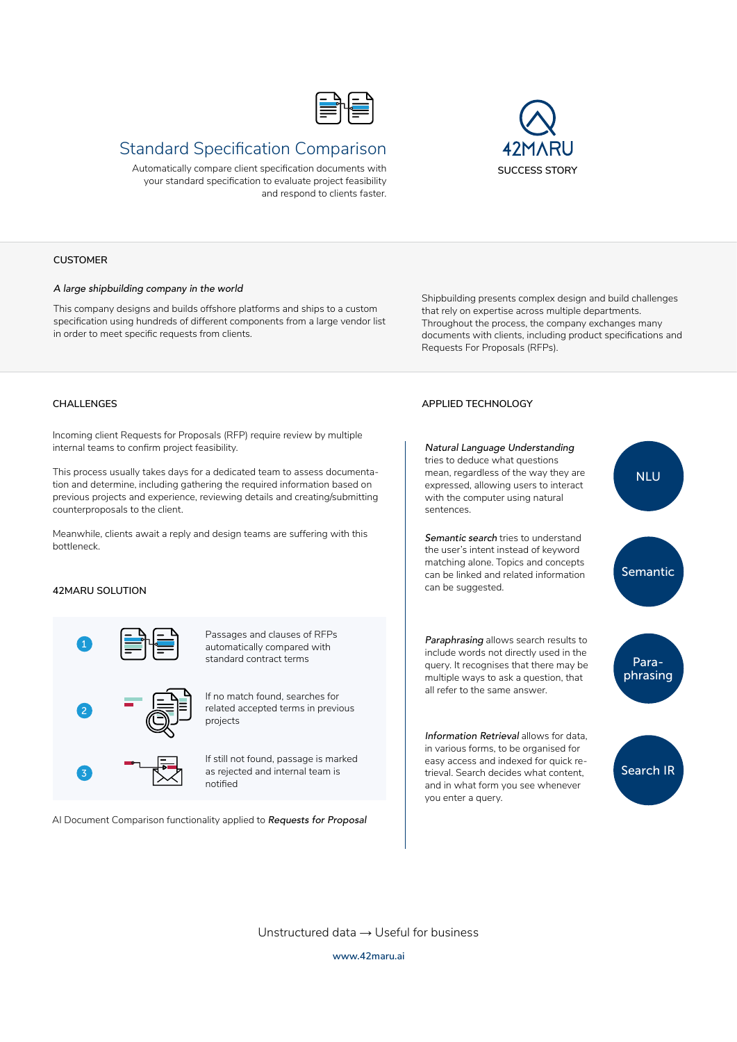# Standard Specification Comparison

Automatically compare client specification documents with your standard specification to evaluate project feasibility and respond to clients faster.

42MARU

SUCCESS STORY

## CUSTOMER

*A large shipbuilding company in the world*

This company designs and builds offshore platforms and ships to a custom specification using hundreds of different components from a large vendor list in order to meet specific requests from clients.

Shipbuilding presents complex design and build challenges that rely on expertise across multiple departments. Throughout the process, the company exchanges many documents with clients, including product specifications and Requests For Proposals (RFPs).

## CHALLENGES

Incoming client Requests for Proposals (RFP) require review by multiple internal teams to confirm project feasibility.

This process usually takes days for a dedicated team to assess documentation and determine, including gathering the required information based on previous projects and experience, reviewing details and creating/submitting counterproposals to the client.

Meanwhile, clients await a reply and design teams are suffering with this bottleneck.

## 42MARU SOLUTION

1. Passages and clauses of RFPs automatically compared with standard contract terms
2. If no match found, searches for related accepted terms in previous projects
3. If still not found, passage is marked as rejected and internal team is notified

AI Document Comparison functionality applied to ***Requests for Proposal***

## APPLIED TECHNOLOGY

**NLU** — *Natural Language Understanding* tries to deduce what questions mean, regardless of the way they are expressed, allowing users to interact with the computer using natural sentences.

**Semantic** — *Semantic search* tries to understand the user's intent instead of keyword matching alone. Topics and concepts can be linked and related information can be suggested.

**Para-phrasing** — *Paraphrasing* allows search results to include words not directly used in the query. It recognises that there may be multiple ways to ask a question, that all refer to the same answer.

**Search IR** — *Information Retrieval* allows for data, in various forms, to be organised for easy access and indexed for quick retrieval. Search decides what content, and in what form you see whenever you enter a query.

Unstructured data → Useful for business

www.42maru.ai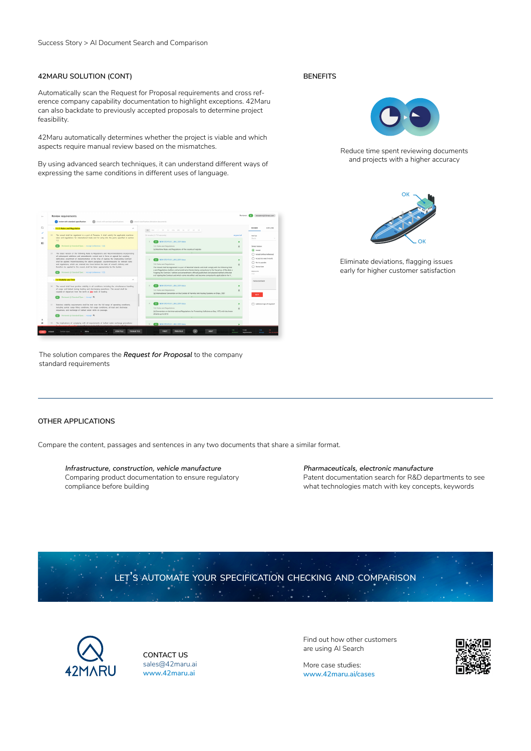Success Story > AI Document Search and Comparison

## 42MARU SOLUTION (CONT)

Automatically scan the Request for Proposal requirements and cross reference company capability documentation to highlight exceptions. 42Maru can also backdate to previously accepted proposals to determine project feasibility.

42Maru automatically determines whether the project is viable and which aspects require manual review based on the mismatches.

By using advanced search techniques, it can understand different ways of expressing the same conditions in different uses of language.

The solution compares the ***Request for Proposal*** to the company standard requirements

## BENEFITS

Reduce time spent reviewing documents and projects with a higher accuracy

OK

OK

Eliminate deviations, flagging issues early for higher customer satisfaction

---

## OTHER APPLICATIONS

Compare the content, passages and sentences in any two documents that share a similar format.

*Infrastructure, construction, vehicle manufacture*
Comparing product documentation to ensure regulatory compliance before building

*Pharmaceuticals, electronic manufacture*
Patent documentation search for R&D departments to see what technologies match with key concepts, keywords

LET'S AUTOMATE YOUR SPECIFICATION CHECKING AND COMPARISON

42MARU

CONTACT US
sales@42maru.ai
www.42maru.ai

Find out how other customers are using AI Search

More case studies:
www.42maru.ai/cases